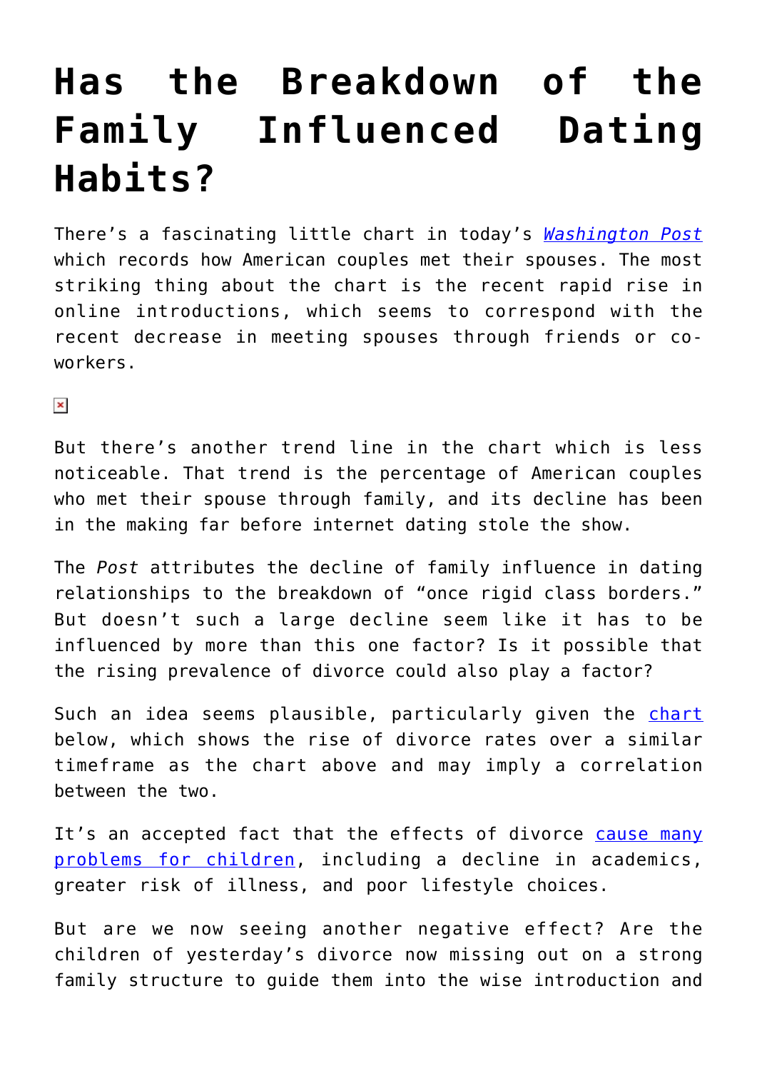# Has the Breakdown of the Family Influenced Dating Habits?

There's a fascinating little chart in today's *Washington Post* which records how American couples met their spouses. The most striking thing about the chart is the recent rapid rise in online introductions, which seems to correspond with the recent decrease in meeting spouses through friends or co-workers.

But there's another trend line in the chart which is less noticeable. That trend is the percentage of American couples who met their spouse through family, and its decline has been in the making far before internet dating stole the show.

The *Post* attributes the decline of family influence in dating relationships to the breakdown of "once rigid class borders." But doesn't such a large decline seem like it has to be influenced by more than this one factor? Is it possible that the rising prevalence of divorce could also play a factor?

Such an idea seems plausible, particularly given the chart below, which shows the rise of divorce rates over a similar timeframe as the chart above and may imply a correlation between the two.

It's an accepted fact that the effects of divorce cause many problems for children, including a decline in academics, greater risk of illness, and poor lifestyle choices.

But are we now seeing another negative effect? Are the children of yesterday's divorce now missing out on a strong family structure to guide them into the wise introduction and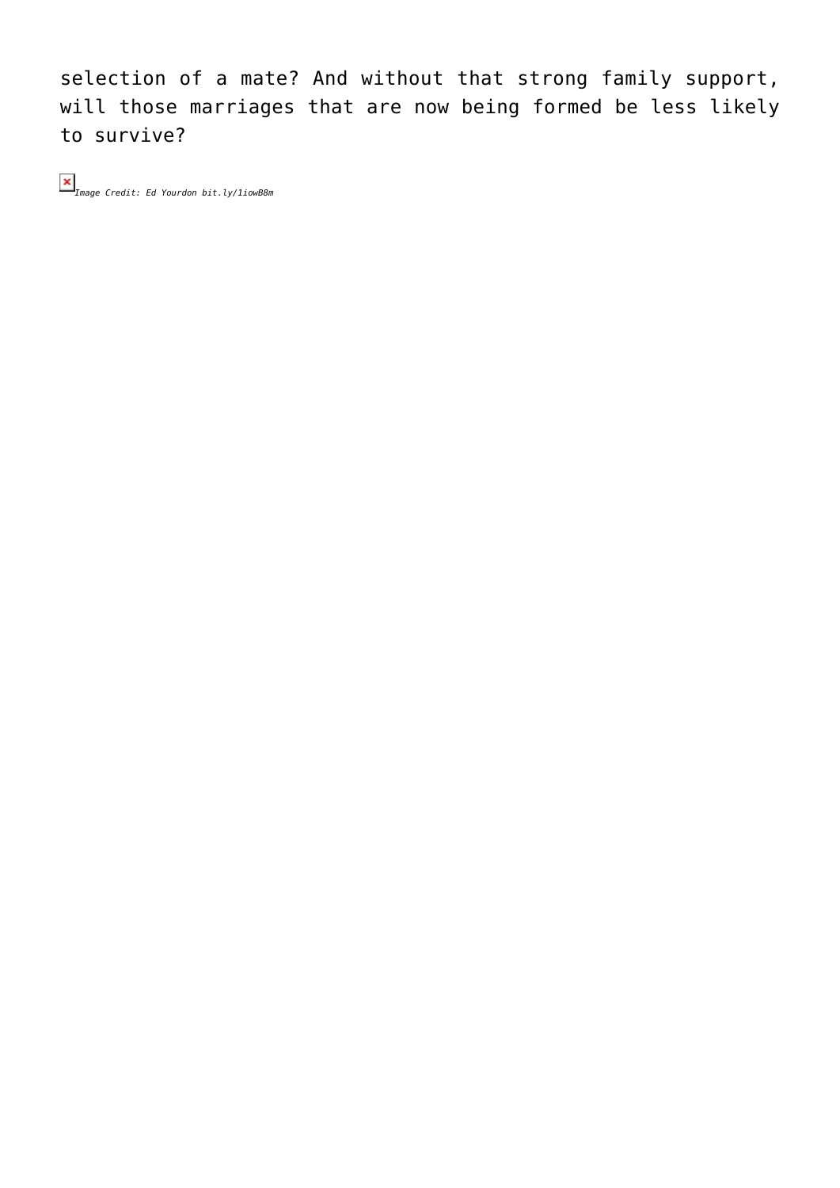selection of a mate? And without that strong family support, will those marriages that are now being formed be less likely to survive?

*Image Credit: Ed Yourdon bit.ly/1iowB8m*